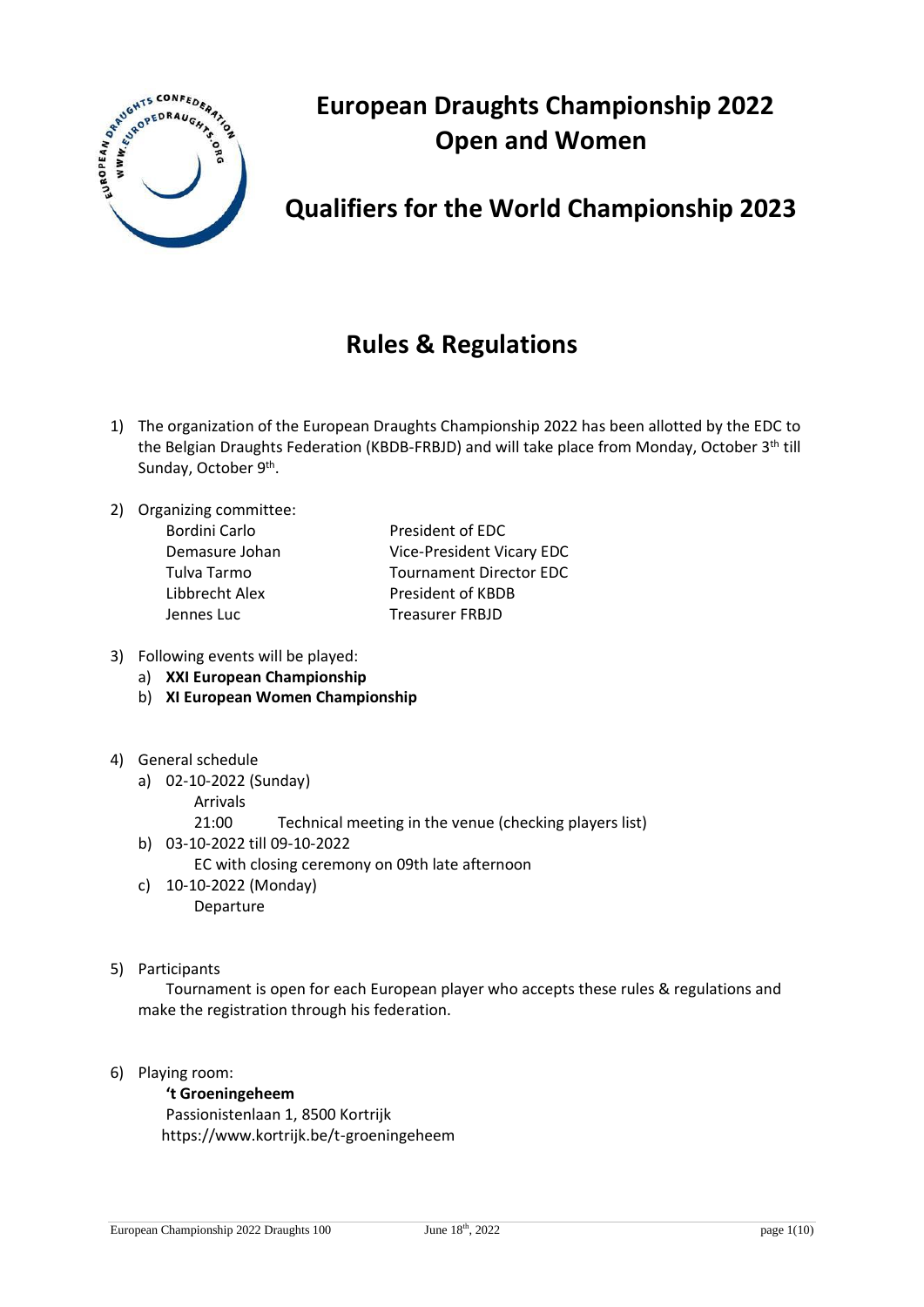# European Draughts Championship 2022
# Open and Women

## Qualifiers for the World Championship 2023

## Rules & Regulations

1) The organization of the European Draughts Championship 2022 has been allotted by the EDC to the Belgian Draughts Federation (KBDB-FRBJD) and will take place from Monday, October 3th till Sunday, October 9th.

2) Organizing committee:

| | |
|---|---|
| Bordini Carlo | President of EDC |
| Demasure Johan | Vice-President Vicary EDC |
| Tulva Tarmo | Tournament Director EDC |
| Libbrecht Alex | President of KBDB |
| Jennes Luc | Treasurer FRBJD |

3) Following events will be played:
   a) **XXI European Championship**
   b) **XI European Women Championship**

4) General schedule
   a) 02-10-2022 (Sunday)
      Arrivals
      21:00 Technical meeting in the venue (checking players list)
   b) 03-10-2022 till 09-10-2022
      EC with closing ceremony on 09th late afternoon
   c) 10-10-2022 (Monday)
      Departure

5) Participants
   Tournament is open for each European player who accepts these rules & regulations and make the registration through his federation.

6) Playing room:
   **'t Groeningeheem**
   Passionistenlaan 1, 8500 Kortrijk
   https://www.kortrijk.be/t-groeningeheem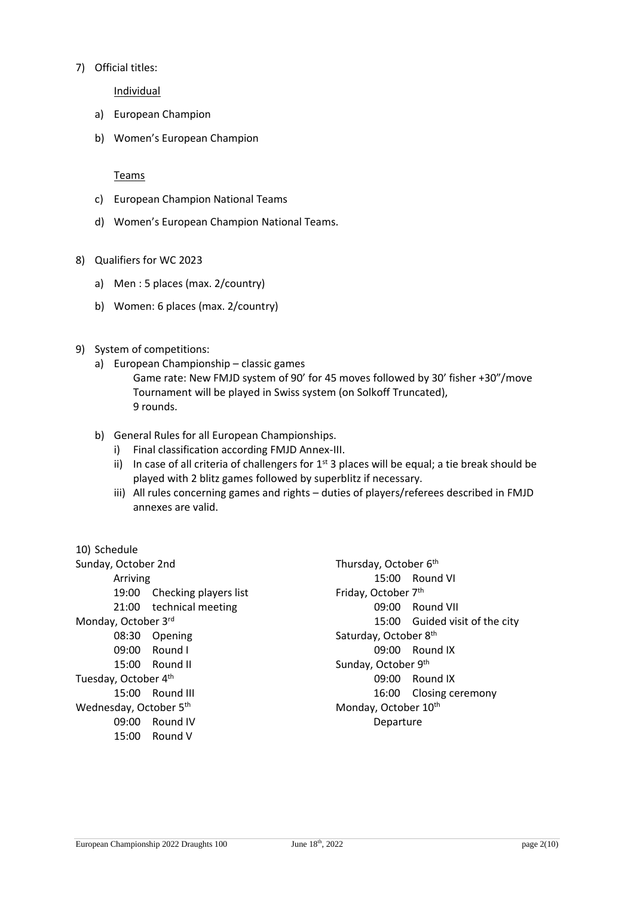7) Official titles:

Individual

a) European Champion

b) Women's European Champion

Teams

c) European Champion National Teams

d) Women's European Champion National Teams.

8) Qualifiers for WC 2023

a) Men : 5 places (max. 2/country)

b) Women: 6 places (max. 2/country)

9) System of competitions:

a) European Championship – classic games

   Game rate: New FMJD system of 90' for 45 moves followed by 30' fisher +30"/move
   Tournament will be played in Swiss system (on Solkoff Truncated),
   9 rounds.

b) General Rules for all European Championships.

   i) Final classification according FMJD Annex-III.

   ii) In case of all criteria of challengers for 1st 3 places will be equal; a tie break should be played with 2 blitz games followed by superblitz if necessary.

   iii) All rules concerning games and rights – duties of players/referees described in FMJD annexes are valid.

10) Schedule

Sunday, October 2nd
- Arriving
- 19:00 Checking players list
- 21:00 technical meeting

Monday, October 3rd
- 08:30 Opening
- 09:00 Round I
- 15:00 Round II

Tuesday, October 4th
- 15:00 Round III

Wednesday, October 5th
- 09:00 Round IV
- 15:00 Round V

Thursday, October 6th
- 15:00 Round VI

Friday, October 7th
- 09:00 Round VII
- 15:00 Guided visit of the city

Saturday, October 8th
- 09:00 Round IX

Sunday, October 9th
- 09:00 Round IX
- 16:00 Closing ceremony

Monday, October 10th
- Departure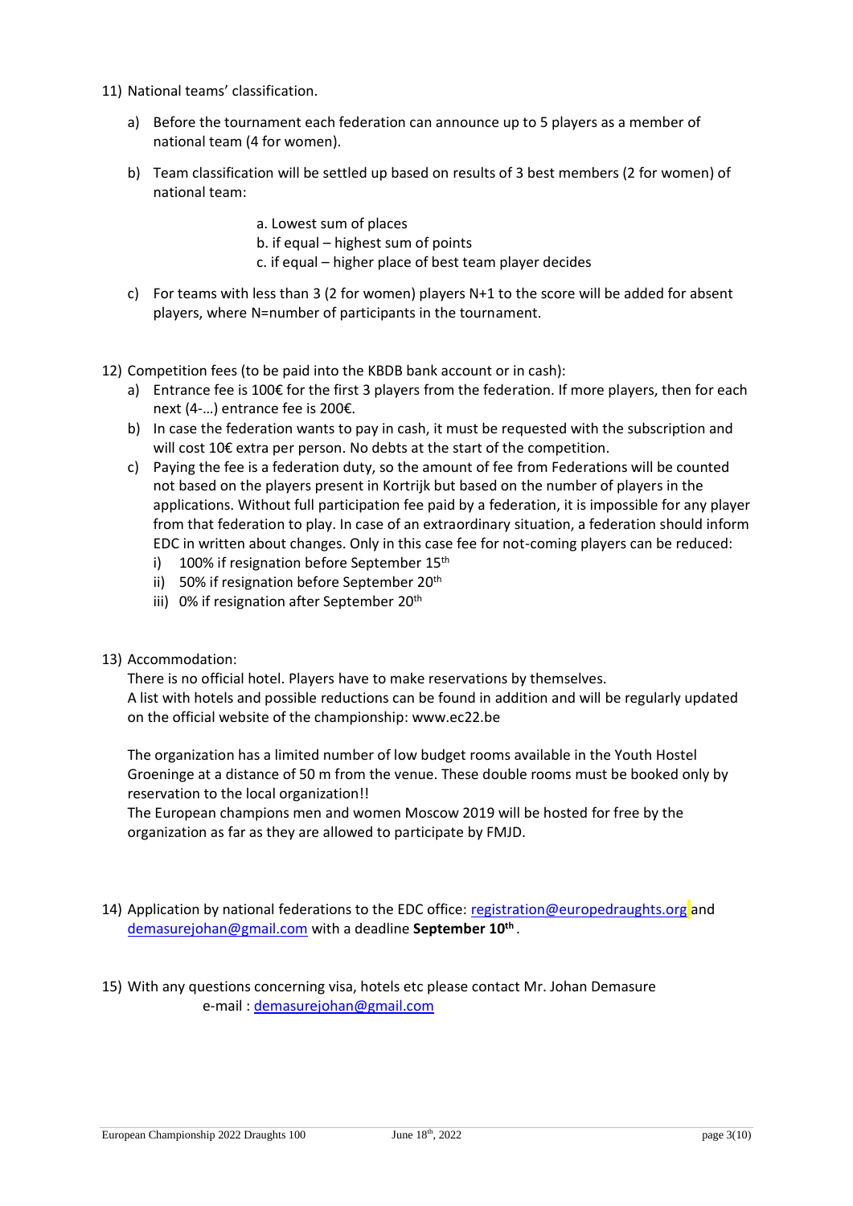11) National teams' classification.

    a) Before the tournament each federation can announce up to 5 players as a member of national team (4 for women).

    b) Team classification will be settled up based on results of 3 best members (2 for women) of national team:

        a. Lowest sum of places
        b. if equal – highest sum of points
        c. if equal – higher place of best team player decides

    c) For teams with less than 3 (2 for women) players N+1 to the score will be added for absent players, where N=number of participants in the tournament.

12) Competition fees (to be paid into the KBDB bank account or in cash):

    a) Entrance fee is 100€ for the first 3 players from the federation. If more players, then for each next (4-…) entrance fee is 200€.
    b) In case the federation wants to pay in cash, it must be requested with the subscription and will cost 10€ extra per person. No debts at the start of the competition.
    c) Paying the fee is a federation duty, so the amount of fee from Federations will be counted not based on the players present in Kortrijk but based on the number of players in the applications. Without full participation fee paid by a federation, it is impossible for any player from that federation to play. In case of an extraordinary situation, a federation should inform EDC in written about changes. Only in this case fee for not-coming players can be reduced:
        i) 100% if resignation before September 15th
        ii) 50% if resignation before September 20th
        iii) 0% if resignation after September 20th

13) Accommodation:

    There is no official hotel. Players have to make reservations by themselves.
    A list with hotels and possible reductions can be found in addition and will be regularly updated on the official website of the championship: www.ec22.be

    The organization has a limited number of low budget rooms available in the Youth Hostel Groeninge at a distance of 50 m from the venue. These double rooms must be booked only by reservation to the local organization!!
    The European champions men and women Moscow 2019 will be hosted for free by the organization as far as they are allowed to participate by FMJD.

14) Application by national federations to the EDC office: registration@europedraughts.org and demasurejohan@gmail.com with a deadline **September 10th**.

15) With any questions concerning visa, hotels etc please contact Mr. Johan Demasure
    e-mail : demasurejohan@gmail.com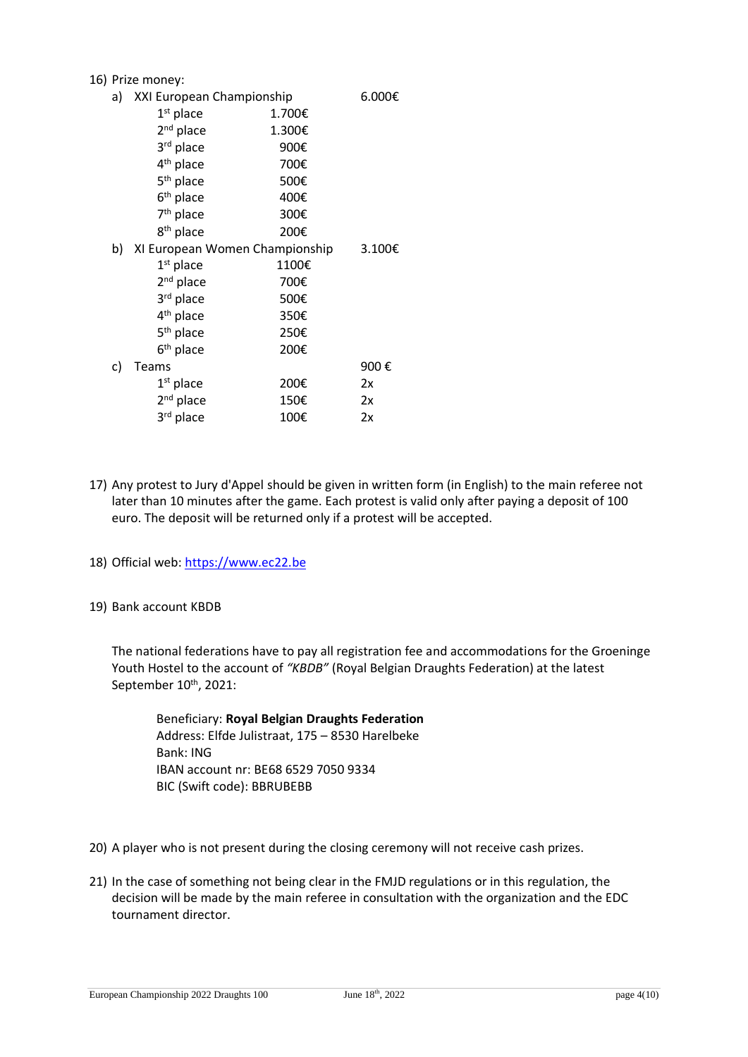16) Prize money:

a) XXI European Championship 6.000€

| | | |
|---|---|---|
| 1st place | 1.700€ | |
| 2nd place | 1.300€ | |
| 3rd place | 900€ | |
| 4th place | 700€ | |
| 5th place | 500€ | |
| 6th place | 400€ | |
| 7th place | 300€ | |
| 8th place | 200€ | |

b) XI European Women Championship 3.100€

| | | |
|---|---|---|
| 1st place | 1100€ | |
| 2nd place | 700€ | |
| 3rd place | 500€ | |
| 4th place | 350€ | |
| 5th place | 250€ | |
| 6th place | 200€ | |

c) Teams 900 €

| | | |
|---|---|---|
| 1st place | 200€ | 2x |
| 2nd place | 150€ | 2x |
| 3rd place | 100€ | 2x |

17) Any protest to Jury d'Appel should be given in written form (in English) to the main referee not later than 10 minutes after the game. Each protest is valid only after paying a deposit of 100 euro. The deposit will be returned only if a protest will be accepted.

18) Official web: https://www.ec22.be

19) Bank account KBDB

The national federations have to pay all registration fee and accommodations for the Groeninge Youth Hostel to the account of *"KBDB"* (Royal Belgian Draughts Federation) at the latest September 10th, 2021:

Beneficiary: **Royal Belgian Draughts Federation**
Address: Elfde Julistraat, 175 – 8530 Harelbeke
Bank: ING
IBAN account nr: BE68 6529 7050 9334
BIC (Swift code): BBRUBEBB

20) A player who is not present during the closing ceremony will not receive cash prizes.

21) In the case of something not being clear in the FMJD regulations or in this regulation, the decision will be made by the main referee in consultation with the organization and the EDC tournament director.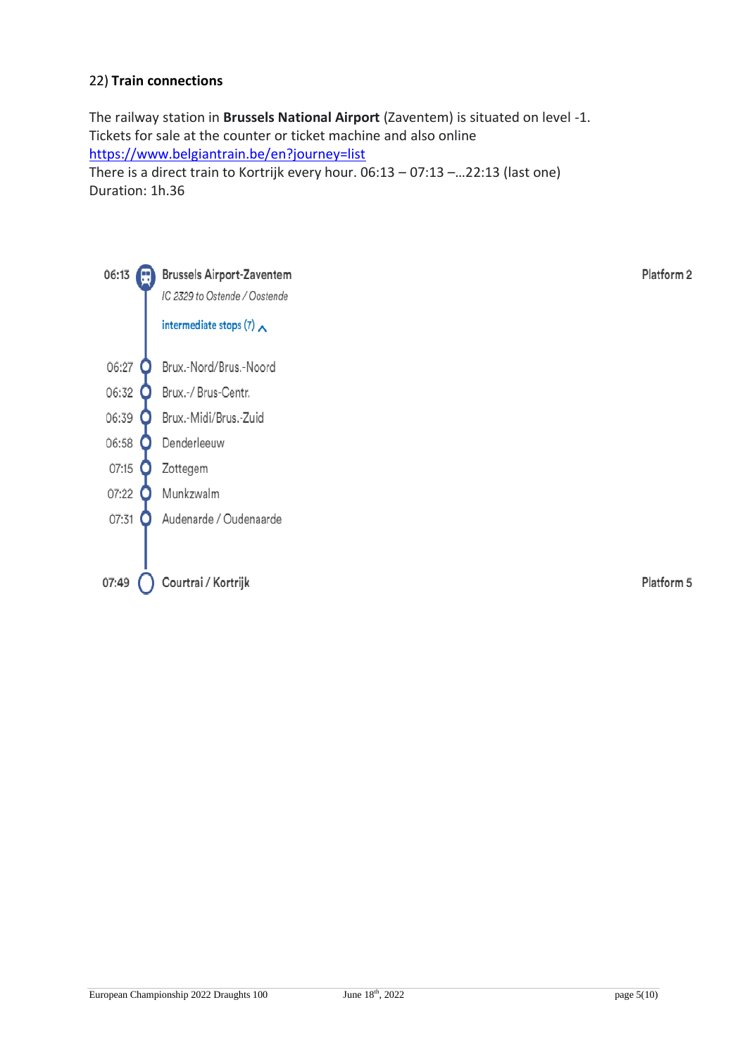## 22) **Train connections**

The railway station in **Brussels National Airport** (Zaventem) is situated on level -1.
Tickets for sale at the counter or ticket machine and also online
https://www.belgiantrain.be/en?journey=list
There is a direct train to Kortrijk every hour. 06:13 – 07:13 –…22:13 (last one)
Duration: 1h.36

| Time | Station | Platform |
|---|---|---|
| 06:13 | **Brussels Airport-Zaventem** *IC 2329 to Ostende / Oostende* | Platform 2 |
| | intermediate stops (7) | |
| 06:27 | Brux.-Nord/Brus.-Noord | |
| 06:32 | Brux.-/ Brus-Centr. | |
| 06:39 | Brux.-Midi/Brus.-Zuid | |
| 06:58 | Denderleeuw | |
| 07:15 | Zottegem | |
| 07:22 | Munkzwalm | |
| 07:31 | Audenarde / Oudenaarde | |
| 07:49 | **Courtrai / Kortrijk** | Platform 5 |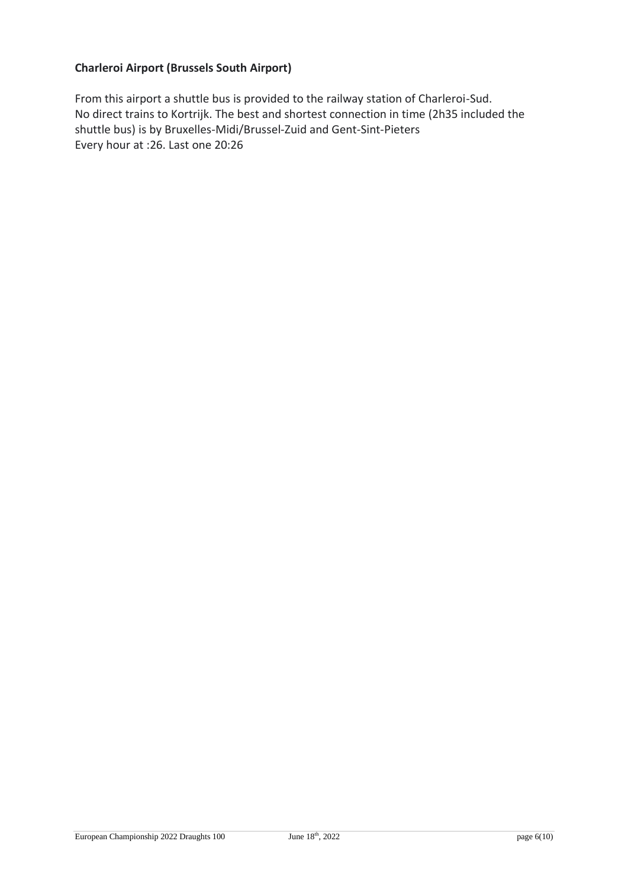**Charleroi Airport (Brussels South Airport)**

From this airport a shuttle bus is provided to the railway station of Charleroi-Sud.
No direct trains to Kortrijk. The best and shortest connection in time (2h35 included the shuttle bus) is by Bruxelles-Midi/Brussel-Zuid and Gent-Sint-Pieters
Every hour at :26. Last one 20:26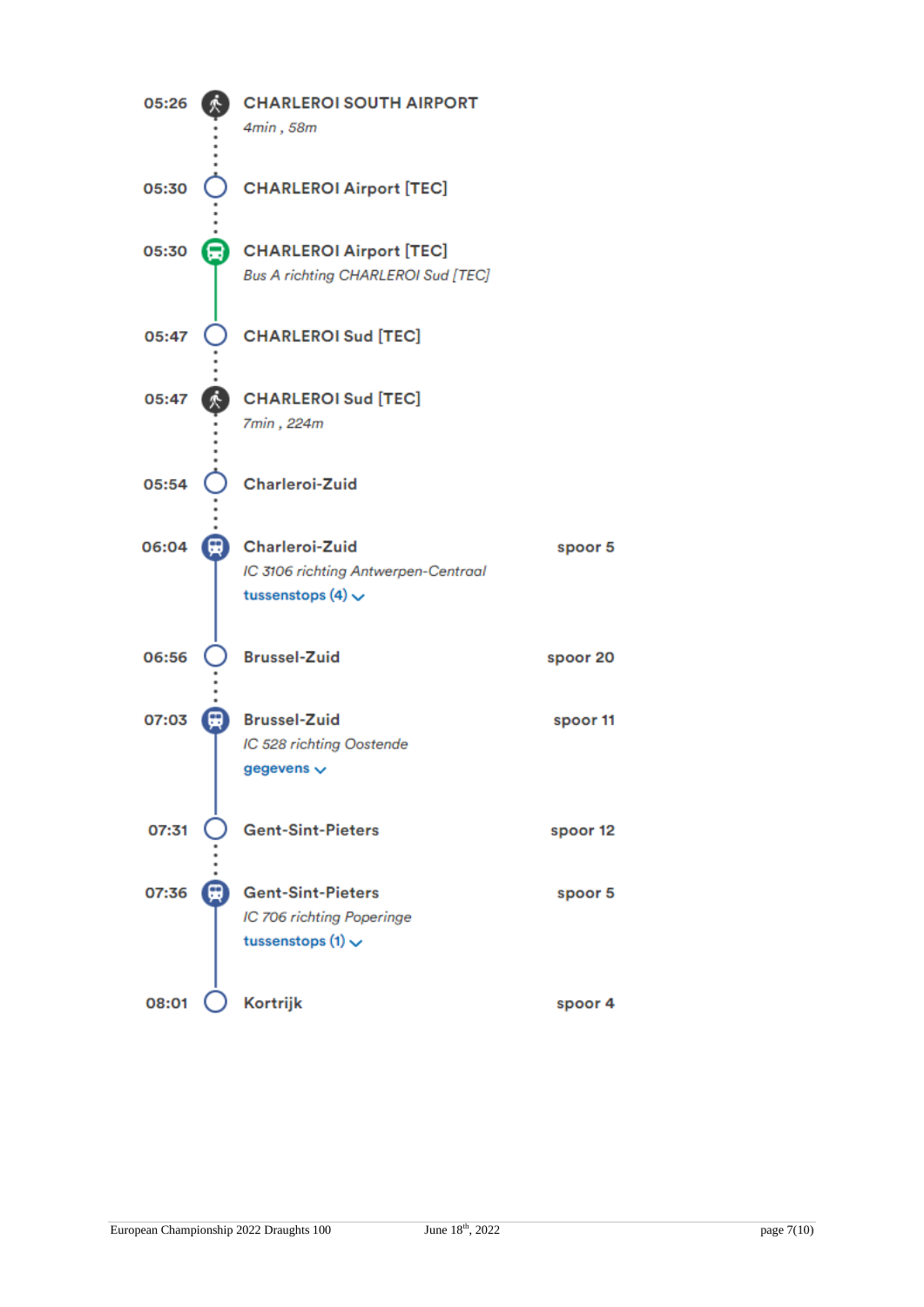05:26 **CHARLEROI SOUTH AIRPORT**
*4min , 58m*

05:30 **CHARLEROI Airport [TEC]**

05:30 **CHARLEROI Airport [TEC]**
*Bus A richting CHARLEROI Sud [TEC]*

05:47 **CHARLEROI Sud [TEC]**

05:47 **CHARLEROI Sud [TEC]**
*7min , 224m*

05:54 **Charleroi-Zuid**

06:04 **Charleroi-Zuid** — spoor 5
*IC 3106 richting Antwerpen-Centraal*
tussenstops (4)

06:56 **Brussel-Zuid** — spoor 20

07:03 **Brussel-Zuid** — spoor 11
*IC 528 richting Oostende*
gegevens

07:31 **Gent-Sint-Pieters** — spoor 12

07:36 **Gent-Sint-Pieters** — spoor 5
*IC 706 richting Poperinge*
tussenstops (1)

08:01 **Kortrijk** — spoor 4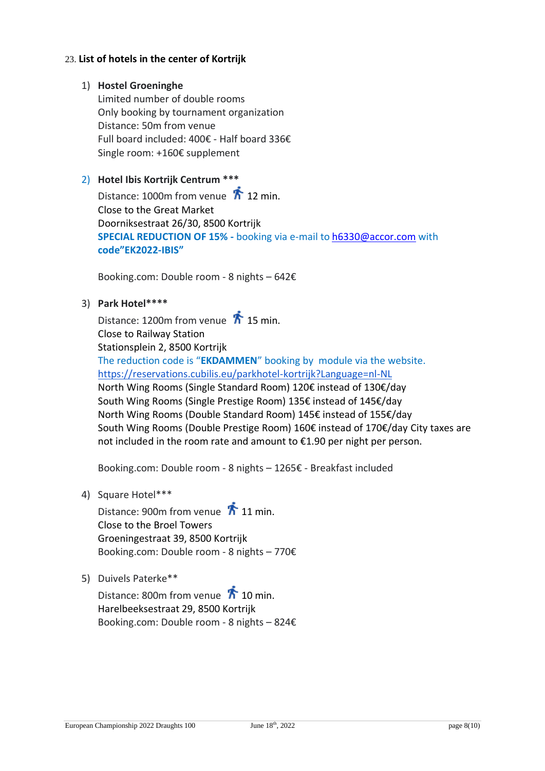## 23. List of hotels in the center of Kortrijk

1) **Hostel Groeninghe**
   Limited number of double rooms
   Only booking by tournament organization
   Distance: 50m from venue
   Full board included: 400€ - Half board 336€
   Single room: +160€ supplement

2) **Hotel Ibis Kortrijk Centrum ***\***
   Distance: 1000m from venue 12 min.
   Close to the Great Market
   Doorniksestraat 26/30, 8500 Kortrijk
   **SPECIAL REDUCTION OF 15% -** booking via e-mail to h6330@accor.com with **code"EK2022-IBIS"**

   Booking.com: Double room - 8 nights – 642€

3) **Park Hotel\*\*\*\***
   Distance: 1200m from venue 15 min.
   Close to Railway Station
   Stationsplein 2, 8500 Kortrijk
   The reduction code is "**EKDAMMEN**" booking by module via the website.
   https://reservations.cubilis.eu/parkhotel-kortrijk?Language=nl-NL
   North Wing Rooms (Single Standard Room) 120€ instead of 130€/day
   South Wing Rooms (Single Prestige Room) 135€ instead of 145€/day
   North Wing Rooms (Double Standard Room) 145€ instead of 155€/day
   South Wing Rooms (Double Prestige Room) 160€ instead of 170€/day City taxes are not included in the room rate and amount to €1.90 per night per person.

   Booking.com: Double room - 8 nights – 1265€ - Breakfast included

4) Square Hotel\*\*\*
   Distance: 900m from venue 11 min.
   Close to the Broel Towers
   Groeningestraat 39, 8500 Kortrijk
   Booking.com: Double room - 8 nights – 770€

5) Duivels Paterke\*\*
   Distance: 800m from venue 10 min.
   Harelbeeksestraat 29, 8500 Kortrijk
   Booking.com: Double room - 8 nights – 824€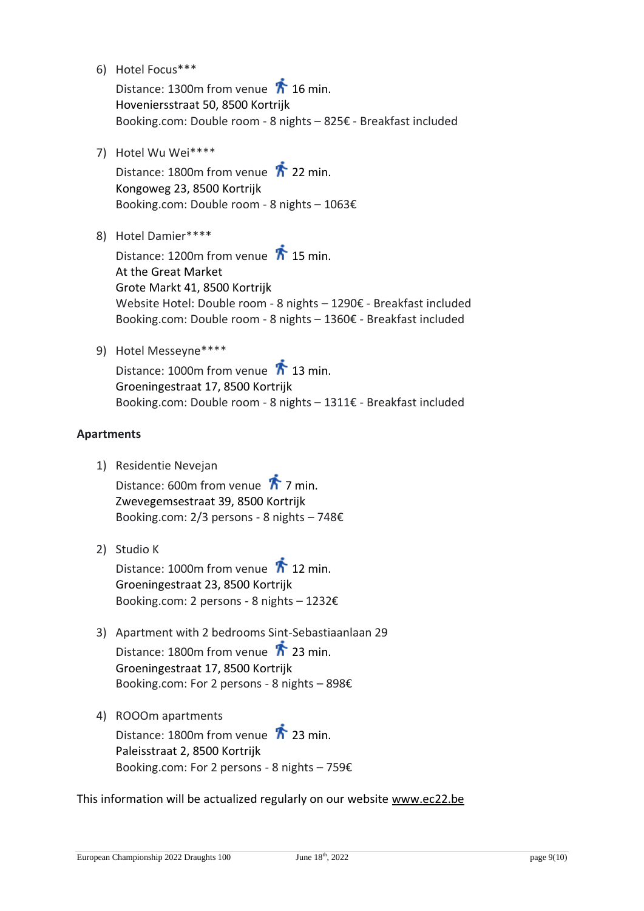6) Hotel Focus***
   Distance: 1300m from venue 🚶 16 min.
   Hoveniersstraat 50, 8500 Kortrijk
   Booking.com: Double room - 8 nights – 825€ - Breakfast included

7) Hotel Wu Wei****
   Distance: 1800m from venue 🚶 22 min.
   Kongoweg 23, 8500 Kortrijk
   Booking.com: Double room - 8 nights – 1063€

8) Hotel Damier****
   Distance: 1200m from venue 🚶 15 min.
   At the Great Market
   Grote Markt 41, 8500 Kortrijk
   Website Hotel: Double room - 8 nights – 1290€ - Breakfast included
   Booking.com: Double room - 8 nights – 1360€ - Breakfast included

9) Hotel Messeyne****
   Distance: 1000m from venue 🚶 13 min.
   Groeningestraat 17, 8500 Kortrijk
   Booking.com: Double room - 8 nights – 1311€ - Breakfast included

**Apartments**

1) Residentie Nevejan
   Distance: 600m from venue 🚶 7 min.
   Zwevegemsestraat 39, 8500 Kortrijk
   Booking.com: 2/3 persons - 8 nights – 748€

2) Studio K
   Distance: 1000m from venue 🚶 12 min.
   Groeningestraat 23, 8500 Kortrijk
   Booking.com: 2 persons - 8 nights – 1232€

3) Apartment with 2 bedrooms Sint-Sebastiaanlaan 29
   Distance: 1800m from venue 🚶 23 min.
   Groeningestraat 17, 8500 Kortrijk
   Booking.com: For 2 persons - 8 nights – 898€

4) ROOOm apartments
   Distance: 1800m from venue 🚶 23 min.
   Paleisstraat 2, 8500 Kortrijk
   Booking.com: For 2 persons - 8 nights – 759€

This information will be actualized regularly on our website www.ec22.be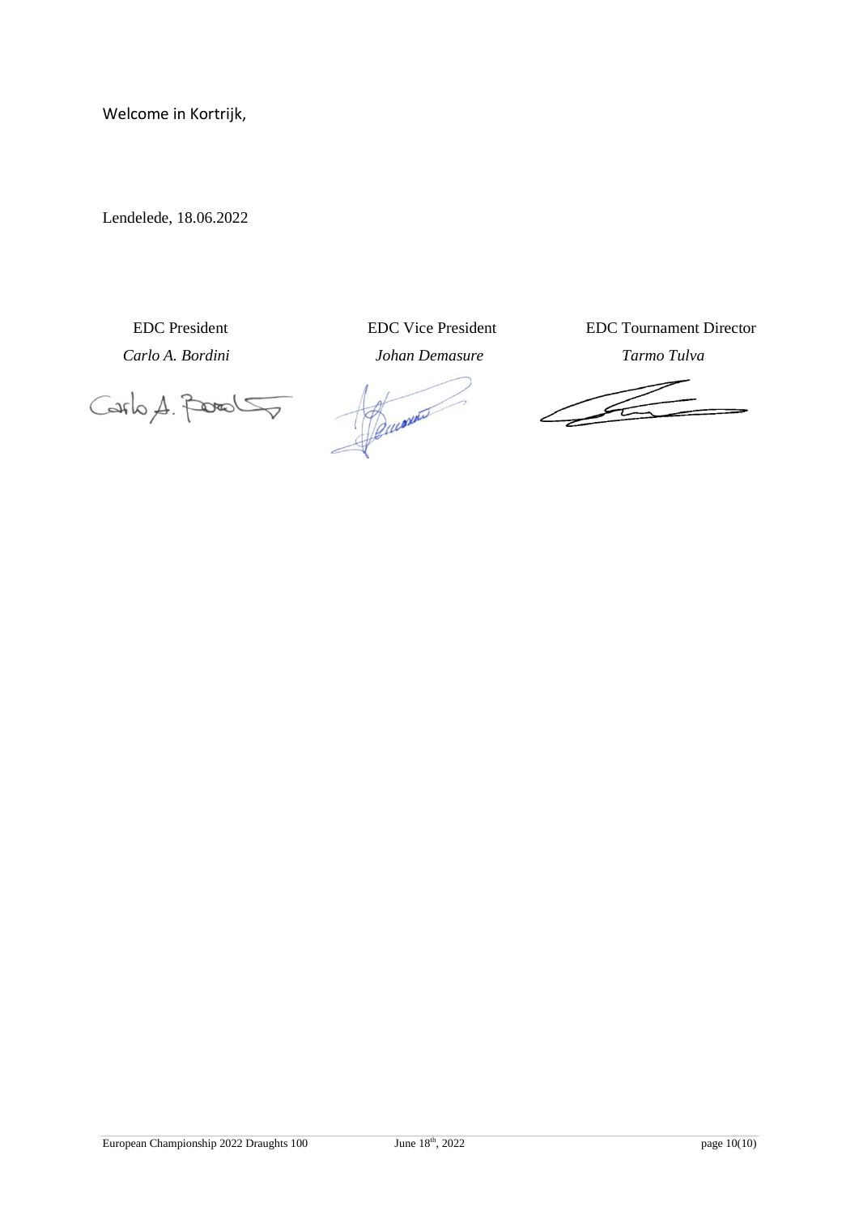Welcome in Kortrijk,

Lendelede, 18.06.2022

| | | |
|---|---|---|
| EDC President | EDC Vice President | EDC Tournament Director |
| *Carlo A. Bordini* | *Johan Demasure* | *Tarmo Tulva* |